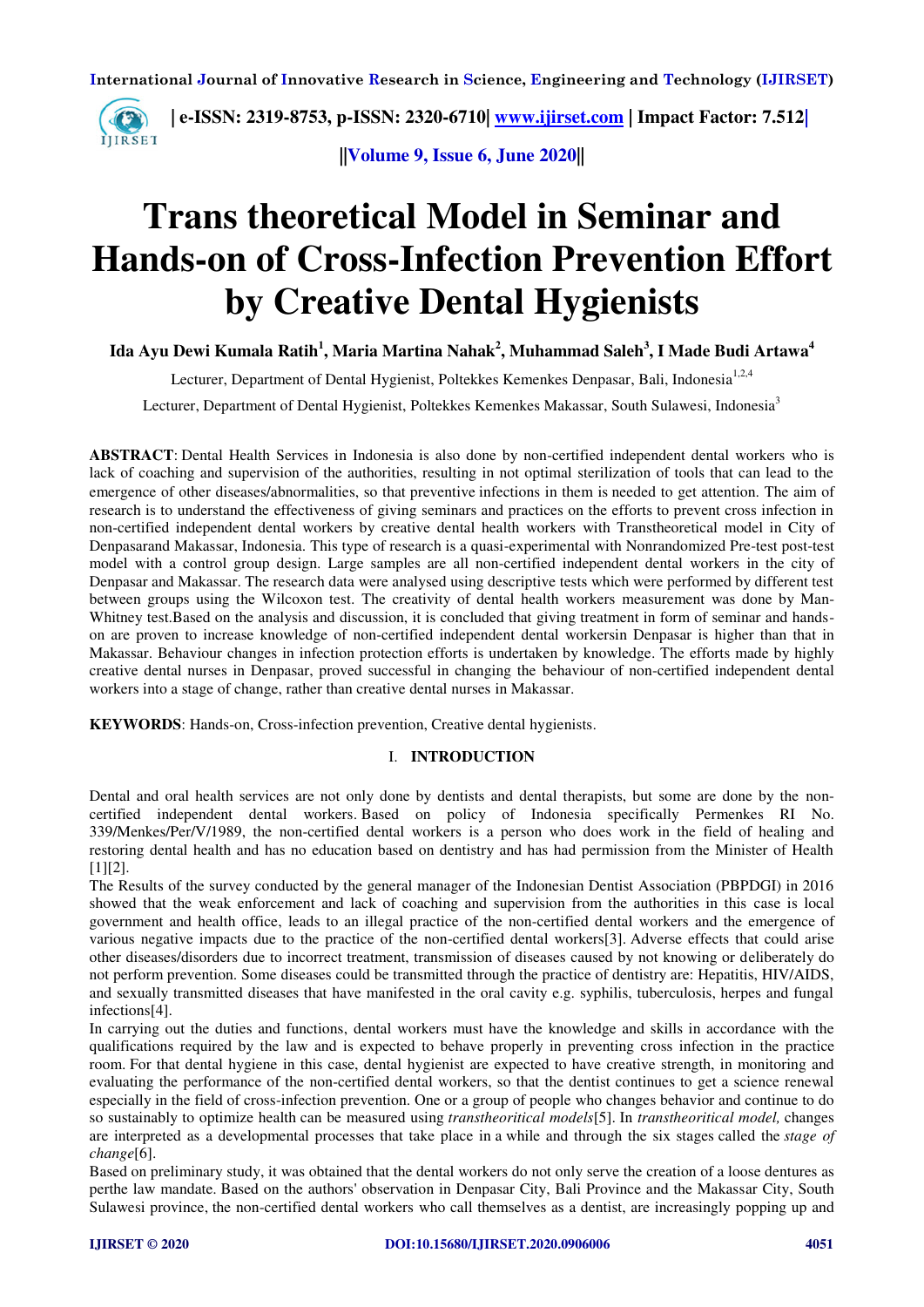# Trans theoretical Model in Seminar and Hands-on of Cross-Infection Prevention Effort by Creative Dental Hygienists

**Ida Ayu Dewi Kumala Ratih[1], Maria Martina Nahak[2], Muhammad Saleh[3], I Made Budi Artawa[4]**

Lecturer, Department of Dental Hygienist, Poltekkes Kemenkes Denpasar, Bali, Indonesia[1,2,4]

Lecturer, Department of Dental Hygienist, Poltekkes Kemenkes Makassar, South Sulawesi, Indonesia[3]

**ABSTRACT**: Dental Health Services in Indonesia is also done by non-certified independent dental workers who is lack of coaching and supervision of the authorities, resulting in not optimal sterilization of tools that can lead to the emergence of other diseases/abnormalities, so that preventive infections in them is needed to get attention. The aim of research is to understand the effectiveness of giving seminars and practices on the efforts to prevent cross infection in non-certified independent dental workers by creative dental health workers with Transtheoretical model in City of Denpasarand Makassar, Indonesia. This type of research is a quasi-experimental with Nonrandomized Pre-test post-test model with a control group design. Large samples are all non-certified independent dental workers in the city of Denpasar and Makassar. The research data were analysed using descriptive tests which were performed by different test between groups using the Wilcoxon test. The creativity of dental health workers measurement was done by Man-Whitney test.Based on the analysis and discussion, it is concluded that giving treatment in form of seminar and hands-on are proven to increase knowledge of non-certified independent dental workersin Denpasar is higher than that in Makassar. Behaviour changes in infection protection efforts is undertaken by knowledge. The efforts made by highly creative dental nurses in Denpasar, proved successful in changing the behaviour of non-certified independent dental workers into a stage of change, rather than creative dental nurses in Makassar.

**KEYWORDS**: Hands-on, Cross-infection prevention, Creative dental hygienists.

## I. INTRODUCTION

Dental and oral health services are not only done by dentists and dental therapists, but some are done by the non-certified independent dental workers. Based on policy of Indonesia specifically Permenkes RI No. 339/Menkes/Per/V/1989, the non-certified dental workers is a person who does work in the field of healing and restoring dental health and has no education based on dentistry and has had permission from the Minister of Health [1][2].

The Results of the survey conducted by the general manager of the Indonesian Dentist Association (PBPDGI) in 2016 showed that the weak enforcement and lack of coaching and supervision from the authorities in this case is local government and health office, leads to an illegal practice of the non-certified dental workers and the emergence of various negative impacts due to the practice of the non-certified dental workers[3]. Adverse effects that could arise other diseases/disorders due to incorrect treatment, transmission of diseases caused by not knowing or deliberately do not perform prevention. Some diseases could be transmitted through the practice of dentistry are: Hepatitis, HIV/AIDS, and sexually transmitted diseases that have manifested in the oral cavity e.g. syphilis, tuberculosis, herpes and fungal infections[4].

In carrying out the duties and functions, dental workers must have the knowledge and skills in accordance with the qualifications required by the law and is expected to behave properly in preventing cross infection in the practice room. For that dental hygiene in this case, dental hygienist are expected to have creative strength, in monitoring and evaluating the performance of the non-certified dental workers, so that the dentist continues to get a science renewal especially in the field of cross-infection prevention. One or a group of people who changes behavior and continue to do so sustainably to optimize health can be measured using *transtheoritical models*[5]. In *transtheoritical model,* changes are interpreted as a developmental processes that take place in a while and through the six stages called the *stage of change*[6].

Based on preliminary study, it was obtained that the dental workers do not only serve the creation of a loose dentures as perthe law mandate. Based on the authors' observation in Denpasar City, Bali Province and the Makassar City, South Sulawesi province, the non-certified dental workers who call themselves as a dentist, are increasingly popping up and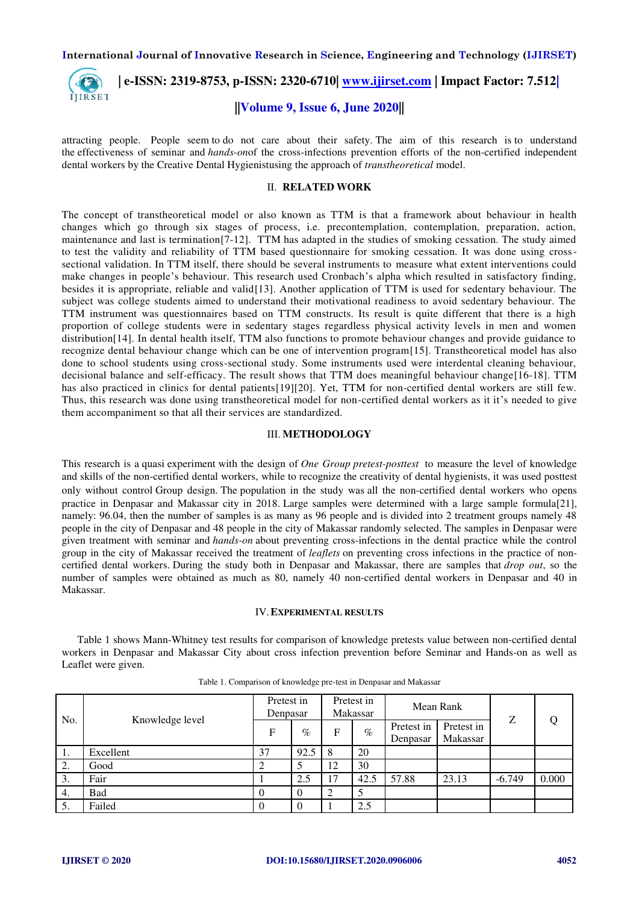attracting people. People seem to do not care about their safety. The aim of this research is to understand the effectiveness of seminar and *hands-on*of the cross-infections prevention efforts of the non-certified independent dental workers by the Creative Dental Hygienistusing the approach of *transtheoretical* model.

## II. RELATED WORK

The concept of transtheoretical model or also known as TTM is that a framework about behaviour in health changes which go through six stages of process, i.e. precontemplation, contemplation, preparation, action, maintenance and last is termination[7-12]. TTM has adapted in the studies of smoking cessation. The study aimed to test the validity and reliability of TTM based questionnaire for smoking cessation. It was done using cross-sectional validation. In TTM itself, there should be several instruments to measure what extent interventions could make changes in people's behaviour. This research used Cronbach's alpha which resulted in satisfactory finding, besides it is appropriate, reliable and valid[13]. Another application of TTM is used for sedentary behaviour. The subject was college students aimed to understand their motivational readiness to avoid sedentary behaviour. The TTM instrument was questionnaires based on TTM constructs. Its result is quite different that there is a high proportion of college students were in sedentary stages regardless physical activity levels in men and women distribution[14]. In dental health itself, TTM also functions to promote behaviour changes and provide guidance to recognize dental behaviour change which can be one of intervention program[15]. Transtheoretical model has also done to school students using cross-sectional study. Some instruments used were interdental cleaning behaviour, decisional balance and self-efficacy. The result shows that TTM does meaningful behaviour change[16-18]. TTM has also practiced in clinics for dental patients[19][20]. Yet, TTM for non-certified dental workers are still few. Thus, this research was done using transtheoretical model for non-certified dental workers as it it's needed to give them accompaniment so that all their services are standardized.

## III. METHODOLOGY

This research is a quasi experiment with the design of *One Group pretest-posttest* to measure the level of knowledge and skills of the non-certified dental workers, while to recognize the creativity of dental hygienists, it was used posttest only without control Group design. The population in the study was all the non-certified dental workers who opens practice in Denpasar and Makassar city in 2018. Large samples were determined with a large sample formula[21], namely: 96.04, then the number of samples is as many as 96 people and is divided into 2 treatment groups namely 48 people in the city of Denpasar and 48 people in the city of Makassar randomly selected. The samples in Denpasar were given treatment with seminar and *hands-on* about preventing cross-infections in the dental practice while the control group in the city of Makassar received the treatment of *leaflets* on preventing cross infections in the practice of non-certified dental workers. During the study both in Denpasar and Makassar, there are samples that *drop out*, so the number of samples were obtained as much as 80, namely 40 non-certified dental workers in Denpasar and 40 in Makassar.

## IV. EXPERIMENTAL RESULTS

Table 1 shows Mann-Whitney test results for comparison of knowledge pretests value between non-certified dental workers in Denpasar and Makassar City about cross infection prevention before Seminar and Hands-on as well as Leaflet were given.

Table 1. Comparison of knowledge pre-test in Denpasar and Makassar

| No. | Knowledge level | Pretest in Denpasar | | Pretest in Makassar | | Mean Rank | | Z | Q |
|---|---|---|---|---|---|---|---|---|---|
| | | F | % | F | % | Pretest in Denpasar | Pretest in Makassar | | |
| 1. | Excellent | 37 | 92.5 | 8 | 20 | | | | |
| 2. | Good | 2 | 5 | 12 | 30 | | | | |
| 3. | Fair | 1 | 2.5 | 17 | 42.5 | 57.88 | 23.13 | -6.749 | 0.000 |
| 4. | Bad | 0 | 0 | 2 | 5 | | | | |
| 5. | Failed | 0 | 0 | 1 | 2.5 | | | | |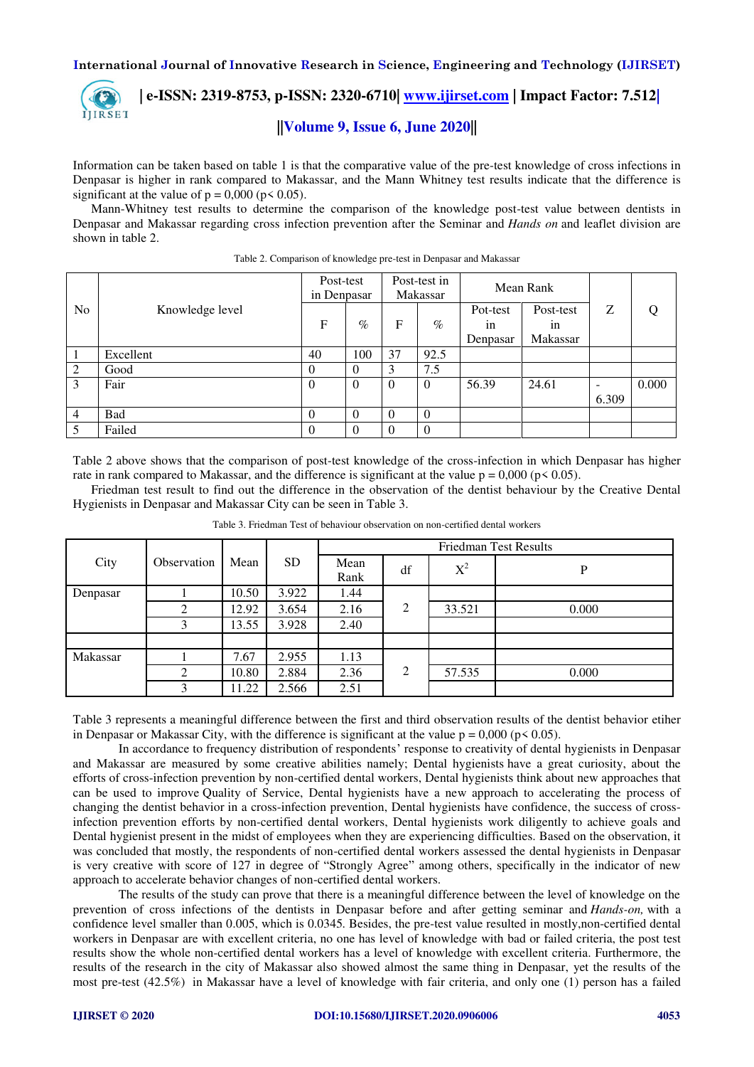Information can be taken based on table 1 is that the comparative value of the pre-test knowledge of cross infections in Denpasar is higher in rank compared to Makassar, and the Mann Whitney test results indicate that the difference is significant at the value of p = 0,000 (p< 0.05).

Mann-Whitney test results to determine the comparison of the knowledge post-test value between dentists in Denpasar and Makassar regarding cross infection prevention after the Seminar and *Hands on* and leaflet division are shown in table 2.

Table 2. Comparison of knowledge pre-test in Denpasar and Makassar

| No | Knowledge level | Post-test in Denpasar | | Post-test in Makassar | | Mean Rank | | Z | Q |
|---|---|---|---|---|---|---|---|---|---|
| | | F | % | F | % | Pot-test in Denpasar | Post-test in Makassar | | |
| 1 | Excellent | 40 | 100 | 37 | 92.5 | | | | |
| 2 | Good | 0 | 0 | 3 | 7.5 | | | | |
| 3 | Fair | 0 | 0 | 0 | 0 | 56.39 | 24.61 | -6.309 | 0.000 |
| 4 | Bad | 0 | 0 | 0 | 0 | | | | |
| 5 | Failed | 0 | 0 | 0 | 0 | | | | |

Table 2 above shows that the comparison of post-test knowledge of the cross-infection in which Denpasar has higher rate in rank compared to Makassar, and the difference is significant at the value p = 0,000 (p< 0.05).

Friedman test result to find out the difference in the observation of the dentist behaviour by the Creative Dental Hygienists in Denpasar and Makassar City can be seen in Table 3.

Table 3. Friedman Test of behaviour observation on non-certified dental workers

| City | Observation | Mean | SD | Friedman Test Results | | | |
|---|---|---|---|---|---|---|---|
| | | | | Mean Rank | df | $X^2$ | P |
| Denpasar | 1 | 10.50 | 3.922 | 1.44 | 2 | 33.521 | 0.000 |
| | 2 | 12.92 | 3.654 | 2.16 | | | |
| | 3 | 13.55 | 3.928 | 2.40 | | | |
| | | | | | | | |
| Makassar | 1 | 7.67 | 2.955 | 1.13 | 2 | 57.535 | 0.000 |
| | 2 | 10.80 | 2.884 | 2.36 | | | |
| | 3 | 11.22 | 2.566 | 2.51 | | | |

Table 3 represents a meaningful difference between the first and third observation results of the dentist behavior etiher in Denpasar or Makassar City, with the difference is significant at the value p = 0,000 (p< 0.05).

In accordance to frequency distribution of respondents' response to creativity of dental hygienists in Denpasar and Makassar are measured by some creative abilities namely; Dental hygienists have a great curiosity, about the efforts of cross-infection prevention by non-certified dental workers, Dental hygienists think about new approaches that can be used to improve Quality of Service, Dental hygienists have a new approach to accelerating the process of changing the dentist behavior in a cross-infection prevention, Dental hygienists have confidence, the success of cross-infection prevention efforts by non-certified dental workers, Dental hygienists work diligently to achieve goals and Dental hygienist present in the midst of employees when they are experiencing difficulties. Based on the observation, it was concluded that mostly, the respondents of non-certified dental workers assessed the dental hygienists in Denpasar is very creative with score of 127 in degree of "Strongly Agree" among others, specifically in the indicator of new approach to accelerate behavior changes of non-certified dental workers.

The results of the study can prove that there is a meaningful difference between the level of knowledge on the prevention of cross infections of the dentists in Denpasar before and after getting seminar and *Hands-on,* with a confidence level smaller than 0.005, which is 0.0345. Besides, the pre-test value resulted in mostly,non-certified dental workers in Denpasar are with excellent criteria, no one has level of knowledge with bad or failed criteria, the post test results show the whole non-certified dental workers has a level of knowledge with excellent criteria. Furthermore, the results of the research in the city of Makassar also showed almost the same thing in Denpasar, yet the results of the most pre-test (42.5%) in Makassar have a level of knowledge with fair criteria, and only one (1) person has a failed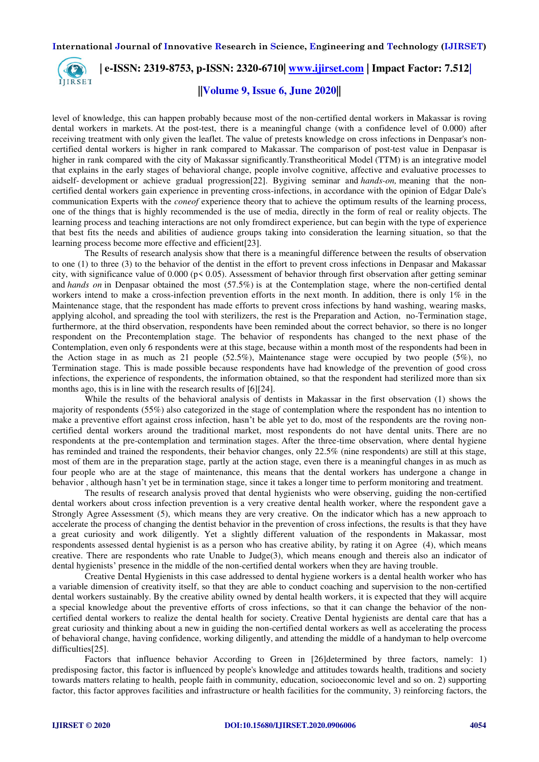level of knowledge, this can happen probably because most of the non-certified dental workers in Makassar is roving dental workers in markets. At the post-test, there is a meaningful change (with a confidence level of 0.000) after receiving treatment with only given the leaflet. The value of pretests knowledge on cross infections in Denpasar's non-certified dental workers is higher in rank compared to Makassar. The comparison of post-test value in Denpasar is higher in rank compared with the city of Makassar significantly.Transtheoritical Model (TTM) is an integrative model that explains in the early stages of behavioral change, people involve cognitive, affective and evaluative processes to aidself- development or achieve gradual progression[22]. Bygiving seminar and *hands-on,* meaning that the non-certified dental workers gain experience in preventing cross-infections, in accordance with the opinion of Edgar Dale's communication Experts with the *coneof* experience theory that to achieve the optimum results of the learning process, one of the things that is highly recommended is the use of media, directly in the form of real or reality objects. The learning process and teaching interactions are not only fromdirect experience, but can begin with the type of experience that best fits the needs and abilities of audience groups taking into consideration the learning situation, so that the learning process become more effective and efficient[23].

The Results of research analysis show that there is a meaningful difference between the results of observation to one (1) to three (3) to the behavior of the dentist in the effort to prevent cross infections in Denpasar and Makassar city, with significance value of 0.000 ($p< 0.05$). Assessment of behavior through first observation after getting seminar and *hands on* in Denpasar obtained the most (57.5%) is at the Contemplation stage, where the non-certified dental workers intend to make a cross-infection prevention efforts in the next month. In addition, there is only 1% in the Maintenance stage, that the respondent has made efforts to prevent cross infections by hand washing, wearing masks, applying alcohol, and spreading the tool with sterilizers, the rest is the Preparation and Action, no-Termination stage, furthermore, at the third observation, respondents have been reminded about the correct behavior, so there is no longer respondent on the Precontemplation stage. The behavior of respondents has changed to the next phase of the Contemplation, even only 6 respondents were at this stage, because within a month most of the respondents had been in the Action stage in as much as 21 people (52.5%), Maintenance stage were occupied by two people (5%), no Termination stage. This is made possible because respondents have had knowledge of the prevention of good cross infections, the experience of respondents, the information obtained, so that the respondent had sterilized more than six months ago, this is in line with the research results of [6][24].

While the results of the behavioral analysis of dentists in Makassar in the first observation (1) shows the majority of respondents (55%) also categorized in the stage of contemplation where the respondent has no intention to make a preventive effort against cross infection, hasn't be able yet to do, most of the respondents are the roving non-certified dental workers around the traditional market, most respondents do not have dental units. There are no respondents at the pre-contemplation and termination stages. After the three-time observation, where dental hygiene has reminded and trained the respondents, their behavior changes, only 22.5% (nine respondents) are still at this stage, most of them are in the preparation stage, partly at the action stage, even there is a meaningful changes in as much as four people who are at the stage of maintenance, this means that the dental workers has undergone a change in behavior , although hasn't yet be in termination stage, since it takes a longer time to perform monitoring and treatment.

The results of research analysis proved that dental hygienists who were observing, guiding the non-certified dental workers about cross infection prevention is a very creative dental health worker, where the respondent gave a Strongly Agree Assessment (5), which means they are very creative. On the indicator which has a new approach to accelerate the process of changing the dentist behavior in the prevention of cross infections, the results is that they have a great curiosity and work diligently. Yet a slightly different valuation of the respondents in Makassar, most respondents assessed dental hygienist is as a person who has creative ability, by rating it on Agree (4), which means creative. There are respondents who rate Unable to Judge(3), which means enough and thereis also an indicator of dental hygienists' presence in the middle of the non-certified dental workers when they are having trouble.

Creative Dental Hygienists in this case addressed to dental hygiene workers is a dental health worker who has a variable dimension of creativity itself, so that they are able to conduct coaching and supervision to the non-certified dental workers sustainably. By the creative ability owned by dental health workers, it is expected that they will acquire a special knowledge about the preventive efforts of cross infections, so that it can change the behavior of the non-certified dental workers to realize the dental health for society. Creative Dental hygienists are dental care that has a great curiosity and thinking about a new in guiding the non-certified dental workers as well as accelerating the process of behavioral change, having confidence, working diligently, and attending the middle of a handyman to help overcome difficulties[25].

Factors that influence behavior According to Green in [26]determined by three factors, namely: 1) predisposing factor, this factor is influenced by people's knowledge and attitudes towards health, traditions and society towards matters relating to health, people faith in community, education, socioeconomic level and so on. 2) supporting factor, this factor approves facilities and infrastructure or health facilities for the community, 3) reinforcing factors, the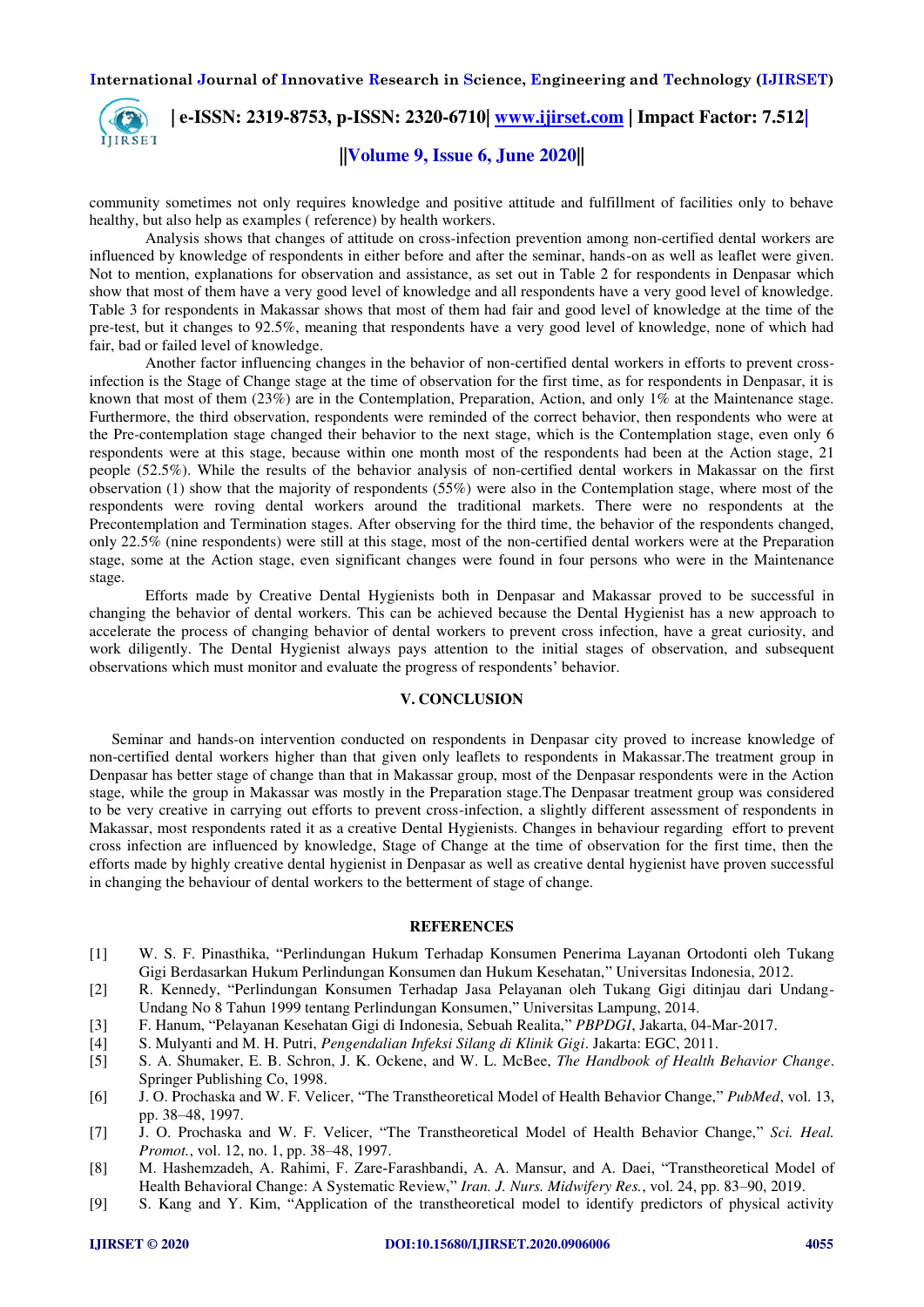community sometimes not only requires knowledge and positive attitude and fulfillment of facilities only to behave healthy, but also help as examples ( reference) by health workers.

Analysis shows that changes of attitude on cross-infection prevention among non-certified dental workers are influenced by knowledge of respondents in either before and after the seminar, hands-on as well as leaflet were given. Not to mention, explanations for observation and assistance, as set out in Table 2 for respondents in Denpasar which show that most of them have a very good level of knowledge and all respondents have a very good level of knowledge. Table 3 for respondents in Makassar shows that most of them had fair and good level of knowledge at the time of the pre-test, but it changes to 92.5%, meaning that respondents have a very good level of knowledge, none of which had fair, bad or failed level of knowledge.

Another factor influencing changes in the behavior of non-certified dental workers in efforts to prevent cross-infection is the Stage of Change stage at the time of observation for the first time, as for respondents in Denpasar, it is known that most of them (23%) are in the Contemplation, Preparation, Action, and only 1% at the Maintenance stage. Furthermore, the third observation, respondents were reminded of the correct behavior, then respondents who were at the Pre-contemplation stage changed their behavior to the next stage, which is the Contemplation stage, even only 6 respondents were at this stage, because within one month most of the respondents had been at the Action stage, 21 people (52.5%). While the results of the behavior analysis of non-certified dental workers in Makassar on the first observation (1) show that the majority of respondents (55%) were also in the Contemplation stage, where most of the respondents were roving dental workers around the traditional markets. There were no respondents at the Precontemplation and Termination stages. After observing for the third time, the behavior of the respondents changed, only 22.5% (nine respondents) were still at this stage, most of the non-certified dental workers were at the Preparation stage, some at the Action stage, even significant changes were found in four persons who were in the Maintenance stage.

Efforts made by Creative Dental Hygienists both in Denpasar and Makassar proved to be successful in changing the behavior of dental workers. This can be achieved because the Dental Hygienist has a new approach to accelerate the process of changing behavior of dental workers to prevent cross infection, have a great curiosity, and work diligently. The Dental Hygienist always pays attention to the initial stages of observation, and subsequent observations which must monitor and evaluate the progress of respondents' behavior.

## V. CONCLUSION

Seminar and hands-on intervention conducted on respondents in Denpasar city proved to increase knowledge of non-certified dental workers higher than that given only leaflets to respondents in Makassar.The treatment group in Denpasar has better stage of change than that in Makassar group, most of the Denpasar respondents were in the Action stage, while the group in Makassar was mostly in the Preparation stage.The Denpasar treatment group was considered to be very creative in carrying out efforts to prevent cross-infection, a slightly different assessment of respondents in Makassar, most respondents rated it as a creative Dental Hygienists. Changes in behaviour regarding effort to prevent cross infection are influenced by knowledge, Stage of Change at the time of observation for the first time, then the efforts made by highly creative dental hygienist in Denpasar as well as creative dental hygienist have proven successful in changing the behaviour of dental workers to the betterment of stage of change.

## REFERENCES

[1] W. S. F. Pinasthika, "Perlindungan Hukum Terhadap Konsumen Penerima Layanan Ortodonti oleh Tukang Gigi Berdasarkan Hukum Perlindungan Konsumen dan Hukum Kesehatan," Universitas Indonesia, 2012.

[2] R. Kennedy, "Perlindungan Konsumen Terhadap Jasa Pelayanan oleh Tukang Gigi ditinjau dari Undang-Undang No 8 Tahun 1999 tentang Perlindungan Konsumen," Universitas Lampung, 2014.

[3] F. Hanum, "Pelayanan Kesehatan Gigi di Indonesia, Sebuah Realita," *PBPDGI*, Jakarta, 04-Mar-2017.

[4] S. Mulyanti and M. H. Putri, *Pengendalian Infeksi Silang di Klinik Gigi*. Jakarta: EGC, 2011.

[5] S. A. Shumaker, E. B. Schron, J. K. Ockene, and W. L. McBee, *The Handbook of Health Behavior Change*. Springer Publishing Co, 1998.

[6] J. O. Prochaska and W. F. Velicer, "The Transtheoretical Model of Health Behavior Change," *PubMed*, vol. 13, pp. 38–48, 1997.

[7] J. O. Prochaska and W. F. Velicer, "The Transtheoretical Model of Health Behavior Change," *Sci. Heal. Promot.*, vol. 12, no. 1, pp. 38–48, 1997.

[8] M. Hashemzadeh, A. Rahimi, F. Zare-Farashbandi, A. A. Mansur, and A. Daei, "Transtheoretical Model of Health Behavioral Change: A Systematic Review," *Iran. J. Nurs. Midwifery Res.*, vol. 24, pp. 83–90, 2019.

[9] S. Kang and Y. Kim, "Application of the transtheoretical model to identify predictors of physical activity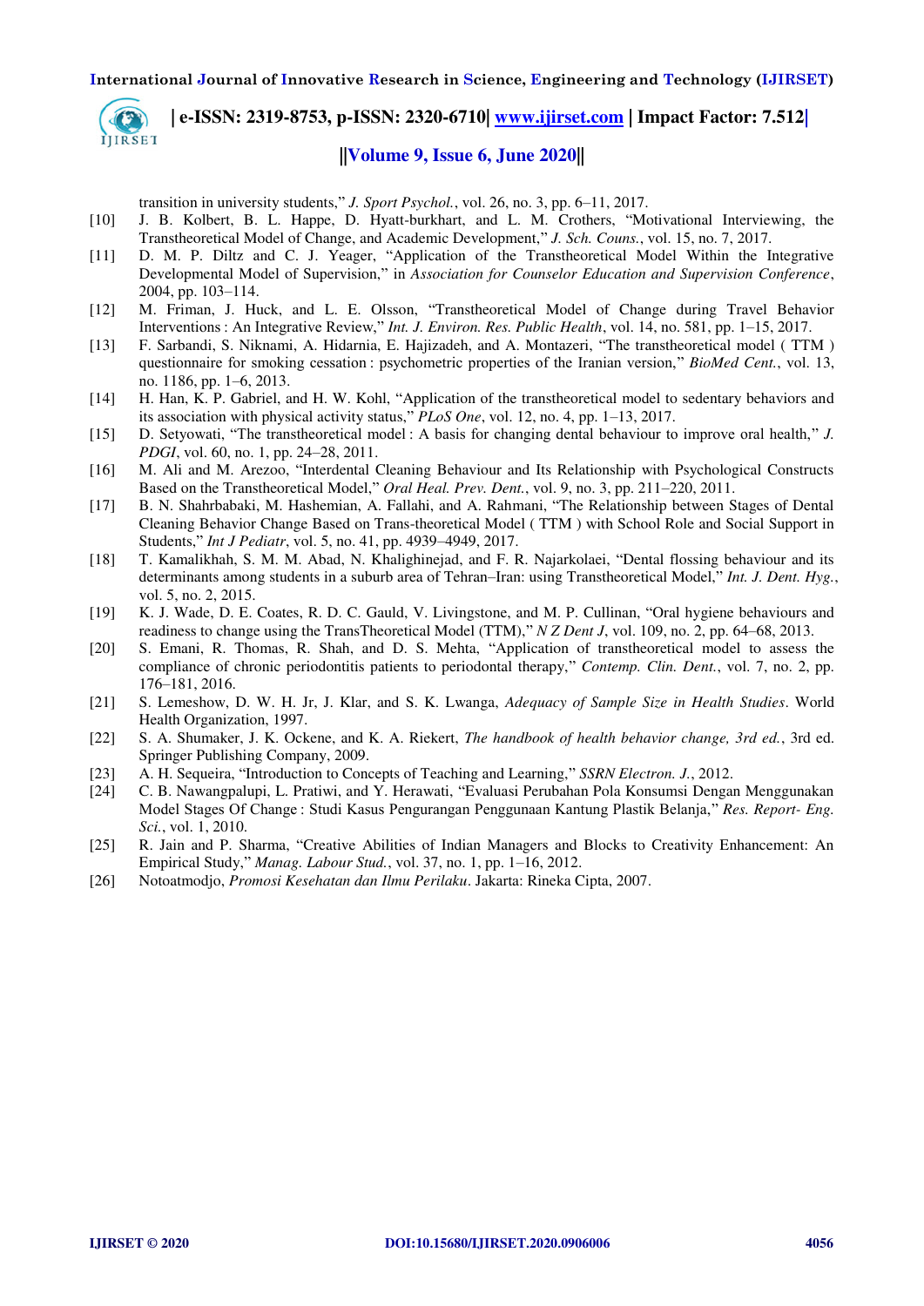transition in university students," *J. Sport Psychol.*, vol. 26, no. 3, pp. 6–11, 2017.

[10] J. B. Kolbert, B. L. Happe, D. Hyatt-burkhart, and L. M. Crothers, "Motivational Interviewing, the Transtheoretical Model of Change, and Academic Development," *J. Sch. Couns.*, vol. 15, no. 7, 2017.

[11] D. M. P. Diltz and C. J. Yeager, "Application of the Transtheoretical Model Within the Integrative Developmental Model of Supervision," in *Association for Counselor Education and Supervision Conference*, 2004, pp. 103–114.

[12] M. Friman, J. Huck, and L. E. Olsson, "Transtheoretical Model of Change during Travel Behavior Interventions : An Integrative Review," *Int. J. Environ. Res. Public Health*, vol. 14, no. 581, pp. 1–15, 2017.

[13] F. Sarbandi, S. Niknami, A. Hidarnia, E. Hajizadeh, and A. Montazeri, "The transtheoretical model ( TTM ) questionnaire for smoking cessation : psychometric properties of the Iranian version," *BioMed Cent.*, vol. 13, no. 1186, pp. 1–6, 2013.

[14] H. Han, K. P. Gabriel, and H. W. Kohl, "Application of the transtheoretical model to sedentary behaviors and its association with physical activity status," *PLoS One*, vol. 12, no. 4, pp. 1–13, 2017.

[15] D. Setyowati, "The transtheoretical model : A basis for changing dental behaviour to improve oral health," *J. PDGI*, vol. 60, no. 1, pp. 24–28, 2011.

[16] M. Ali and M. Arezoo, "Interdental Cleaning Behaviour and Its Relationship with Psychological Constructs Based on the Transtheoretical Model," *Oral Heal. Prev. Dent.*, vol. 9, no. 3, pp. 211–220, 2011.

[17] B. N. Shahrbabaki, M. Hashemian, A. Fallahi, and A. Rahmani, "The Relationship between Stages of Dental Cleaning Behavior Change Based on Trans-theoretical Model ( TTM ) with School Role and Social Support in Students," *Int J Pediatr*, vol. 5, no. 41, pp. 4939–4949, 2017.

[18] T. Kamalikhah, S. M. M. Abad, N. Khalighinejad, and F. R. Najarkolaei, "Dental flossing behaviour and its determinants among students in a suburb area of Tehran–Iran: using Transtheoretical Model," *Int. J. Dent. Hyg.*, vol. 5, no. 2, 2015.

[19] K. J. Wade, D. E. Coates, R. D. C. Gauld, V. Livingstone, and M. P. Cullinan, "Oral hygiene behaviours and readiness to change using the TransTheoretical Model (TTM)," *N Z Dent J*, vol. 109, no. 2, pp. 64–68, 2013.

[20] S. Emani, R. Thomas, R. Shah, and D. S. Mehta, "Application of transtheoretical model to assess the compliance of chronic periodontitis patients to periodontal therapy," *Contemp. Clin. Dent.*, vol. 7, no. 2, pp. 176–181, 2016.

[21] S. Lemeshow, D. W. H. Jr, J. Klar, and S. K. Lwanga, *Adequacy of Sample Size in Health Studies*. World Health Organization, 1997.

[22] S. A. Shumaker, J. K. Ockene, and K. A. Riekert, *The handbook of health behavior change, 3rd ed.*, 3rd ed. Springer Publishing Company, 2009.

[23] A. H. Sequeira, "Introduction to Concepts of Teaching and Learning," *SSRN Electron. J.*, 2012.

[24] C. B. Nawangpalupi, L. Pratiwi, and Y. Herawati, "Evaluasi Perubahan Pola Konsumsi Dengan Menggunakan Model Stages Of Change : Studi Kasus Pengurangan Penggunaan Kantung Plastik Belanja," *Res. Report- Eng. Sci.*, vol. 1, 2010.

[25] R. Jain and P. Sharma, "Creative Abilities of Indian Managers and Blocks to Creativity Enhancement: An Empirical Study," *Manag. Labour Stud.*, vol. 37, no. 1, pp. 1–16, 2012.

[26] Notoatmodjo, *Promosi Kesehatan dan Ilmu Perilaku*. Jakarta: Rineka Cipta, 2007.